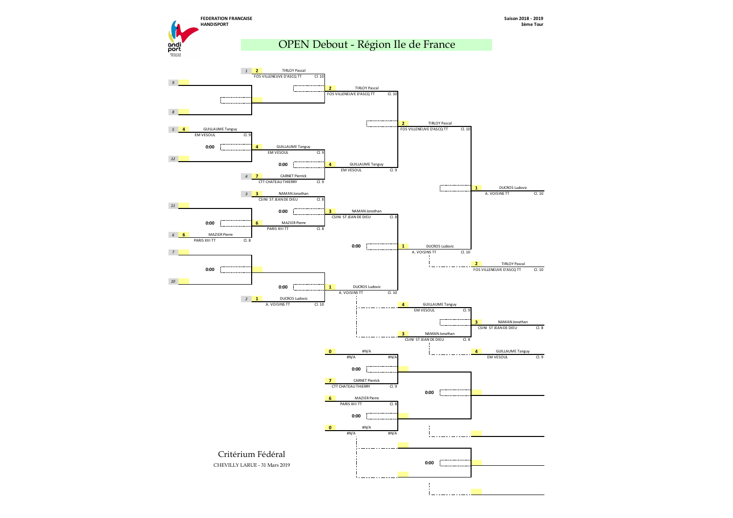**FEDERATION FRANCAISE HANDISPORT**

**Saison 2018 - 2019**
**3ème Tour**

# OPEN Debout - Région Ile de France

## Tableau principal

### Premier tour

| Position | N° | Joueur | Club | Classement |
|---|---|---|---|---|
| 1 | 2 | TIRLOY Pascal | FOS VILLENEUVE D'ASCQ TT | Cl. 10 |
| 9 | | | | |
| 8 | | | | |
| 5 | 4 | GUILLAUME Tanguy | EM VESOUL | Cl. 9 |
| 12 | | | | |
| 4 | 7 | CARNET Pierrick | CTT CHATEAU THIERRY | Cl. 9 |
| 3 | 3 | NAMAN Jonathan | CSINI ST JEAN DE DIEU | Cl. 8 |
| 11 | | | | |
| 6 | 6 | MAZIER Pierre | PARIS XIII TT | Cl. 8 |
| 7 | | | | |
| 10 | | | | |
| 2 | 1 | DUCROS Ludovic | A. VOISINS TT | Cl. 10 |

### Tour suivant

| N° | Joueur | Club | Classement | Score |
|---|---|---|---|---|
| 4 | GUILLAUME Tanguy | EM VESOUL | Cl. 9 | 0:00 |
| 6 | MAZIER Pierre | PARIS XIII TT | Cl. 8 | 0:00 |
| | | | | 0:00 |

### Quarts de finale

| N° | Joueur | Club | Classement | Score |
|---|---|---|---|---|
| 2 | TIRLOY Pascal | FOS VILLENEUVE D'ASCQ TT | Cl. 10 | |
| 4 | GUILLAUME Tanguy | EM VESOUL | Cl. 9 | 0:00 |
| 3 | NAMAN Jonathan | CSINI ST JEAN DE DIEU | Cl. 8 | 0:00 |
| 1 | DUCROS Ludovic | A. VOISINS TT | Cl. 10 | 0:00 |

### Demi-finales

| N° | Joueur | Club | Classement | Score |
|---|---|---|---|---|
| 2 | TIRLOY Pascal | FOS VILLENEUVE D'ASCQ TT | Cl. 10 | |
| 1 | DUCROS Ludovic | A. VOISINS TT | Cl. 10 | 0:00 |

### Finale

| Place | N° | Joueur | Club | Classement |
|---|---|---|---|---|
| 1er | 1 | DUCROS Ludovic | A. VOISINS TT | Cl. 10 |
| 2ème | 2 | TIRLOY Pascal | FOS VILLENEUVE D'ASCQ TT | Cl. 10 |

### Match pour la 3ème place

| N° | Joueur | Club | Classement |
|---|---|---|---|
| 4 | GUILLAUME Tanguy | EM VESOUL | Cl. 9 |
| 3 | NAMAN Jonathan | CSINI ST JEAN DE DIEU | Cl. 8 |

| Place | N° | Joueur | Club | Classement |
|---|---|---|---|---|
| 3ème | 3 | NAMAN Jonathan | CSINI ST JEAN DE DIEU | Cl. 8 |
| 4ème | 4 | GUILLAUME Tanguy | EM VESOUL | Cl. 9 |

## Tableau de classement (places 5 à 8)

| N° | Joueur | Club | Classement | Score |
|---|---|---|---|---|
| 0 | #N/A | #N/A | #N/A | 0:00 |
| 7 | CARNET Pierrick | CTT CHATEAU THIERRY | Cl. 9 | |
| 6 | MAZIER Pierre | PARIS XIII TT | Cl. 8 | 0:00 |
| 0 | #N/A | #N/A | #N/A | |

Scores : 0:00 — 0:00

**Critérium Fédéral**

CHEVILLY LARUE - 31 Mars 2019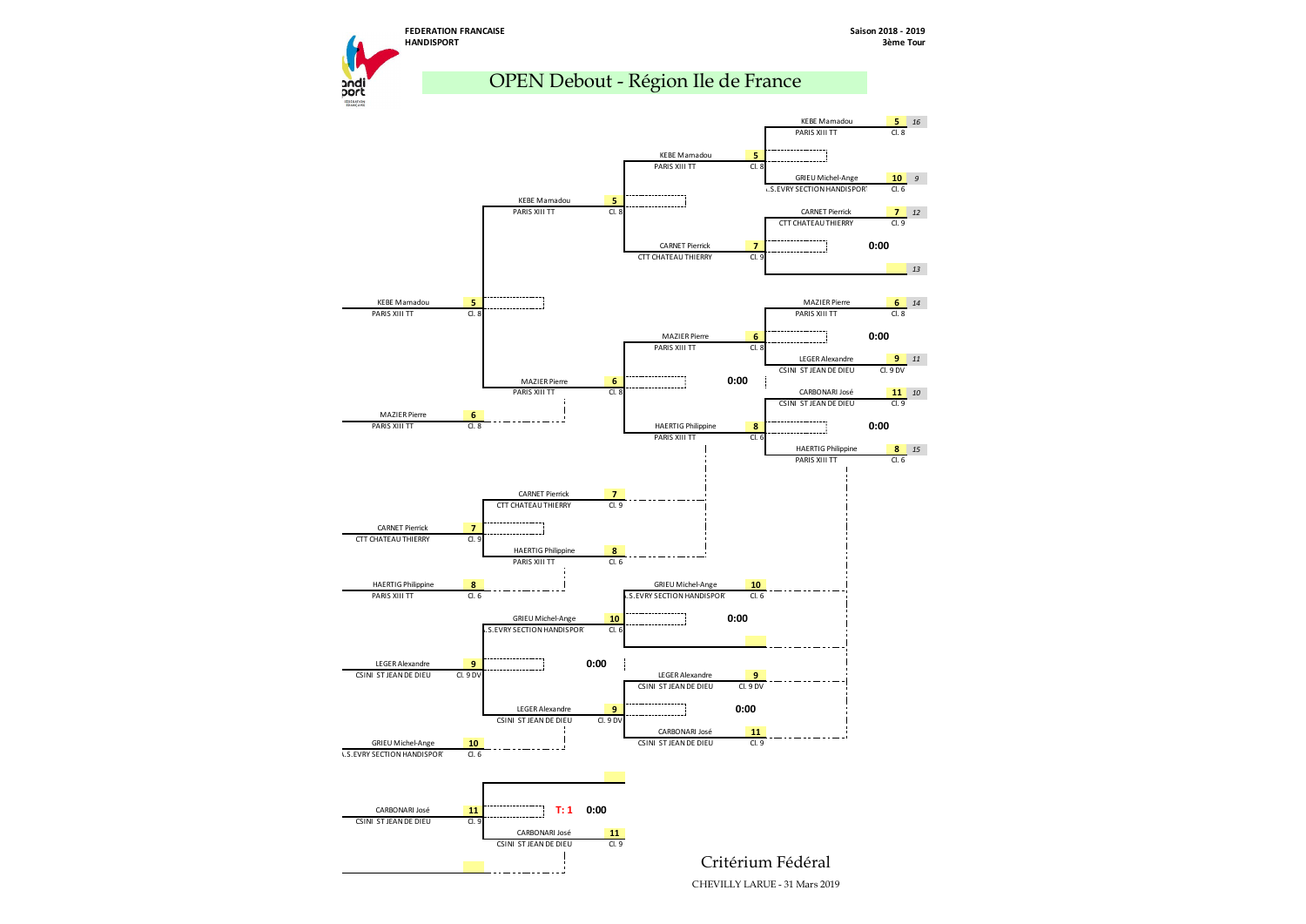FEDERATION FRANCAISE
HANDISPORT

Saison 2018 - 2019
3ème Tour

# OPEN Debout - Région Ile de France

KEBE Mamadou
PARIS XIII TT
5
Cl. 8

MAZIER Pierre
PARIS XIII TT
6
Cl. 8

CARNET Pierrick
CTT CHATEAU THIERRY
7
Cl. 9

HAERTIG Philippine
PARIS XIII TT
8
Cl. 6

LEGER Alexandre
CSINI ST JEAN DE DIEU
9
Cl. 9 DV

GRIEU Michel-Ange
A.S.EVRY SECTION HANDISPORT
10
Cl. 6

CARBONARI José
CSINI ST JEAN DE DIEU
11
Cl. 9

KEBE Mamadou
PARIS XIII TT
5
Cl. 8

MAZIER Pierre
PARIS XIII TT
6
Cl. 8

CARNET Pierrick
CTT CHATEAU THIERRY
7
Cl. 9

HAERTIG Philippine
PARIS XIII TT
8
Cl. 6

GRIEU Michel-Ange
A.S.EVRY SECTION HANDISPORT
10
Cl. 6

0:00

LEGER Alexandre
CSINI ST JEAN DE DIEU
9
Cl. 9 DV

T: 1
0:00

CARBONARI José
CSINI ST JEAN DE DIEU
11
Cl. 9

KEBE Mamadou
PARIS XIII TT
5
Cl. 8

CARNET Pierrick
CTT CHATEAU THIERRY
7
Cl. 9

MAZIER Pierre
PARIS XIII TT
6
Cl. 8

0:00

HAERTIG Philippine
PARIS XIII TT
8
Cl. 6

GRIEU Michel-Ange
A.S.EVRY SECTION HANDISPORT
10
Cl. 6

0:00

LEGER Alexandre
CSINI ST JEAN DE DIEU
9
Cl. 9 DV

0:00

CARBONARI José
CSINI ST JEAN DE DIEU
11
Cl. 9

KEBE Mamadou
PARIS XIII TT
5
Cl. 8
16

GRIEU Michel-Ange
A.S.EVRY SECTION HANDISPORT
10
Cl. 6
9

CARNET Pierrick
CTT CHATEAU THIERRY
7
Cl. 9
12

0:00

13

MAZIER Pierre
PARIS XIII TT
6
Cl. 8
14

0:00

LEGER Alexandre
CSINI ST JEAN DE DIEU
9
Cl. 9 DV
11

CARBONARI José
CSINI ST JEAN DE DIEU
11
Cl. 9
10

0:00

HAERTIG Philippine
PARIS XIII TT
8
Cl. 6
15

Critérium Fédéral

CHEVILLY LARUE - 31 Mars 2019